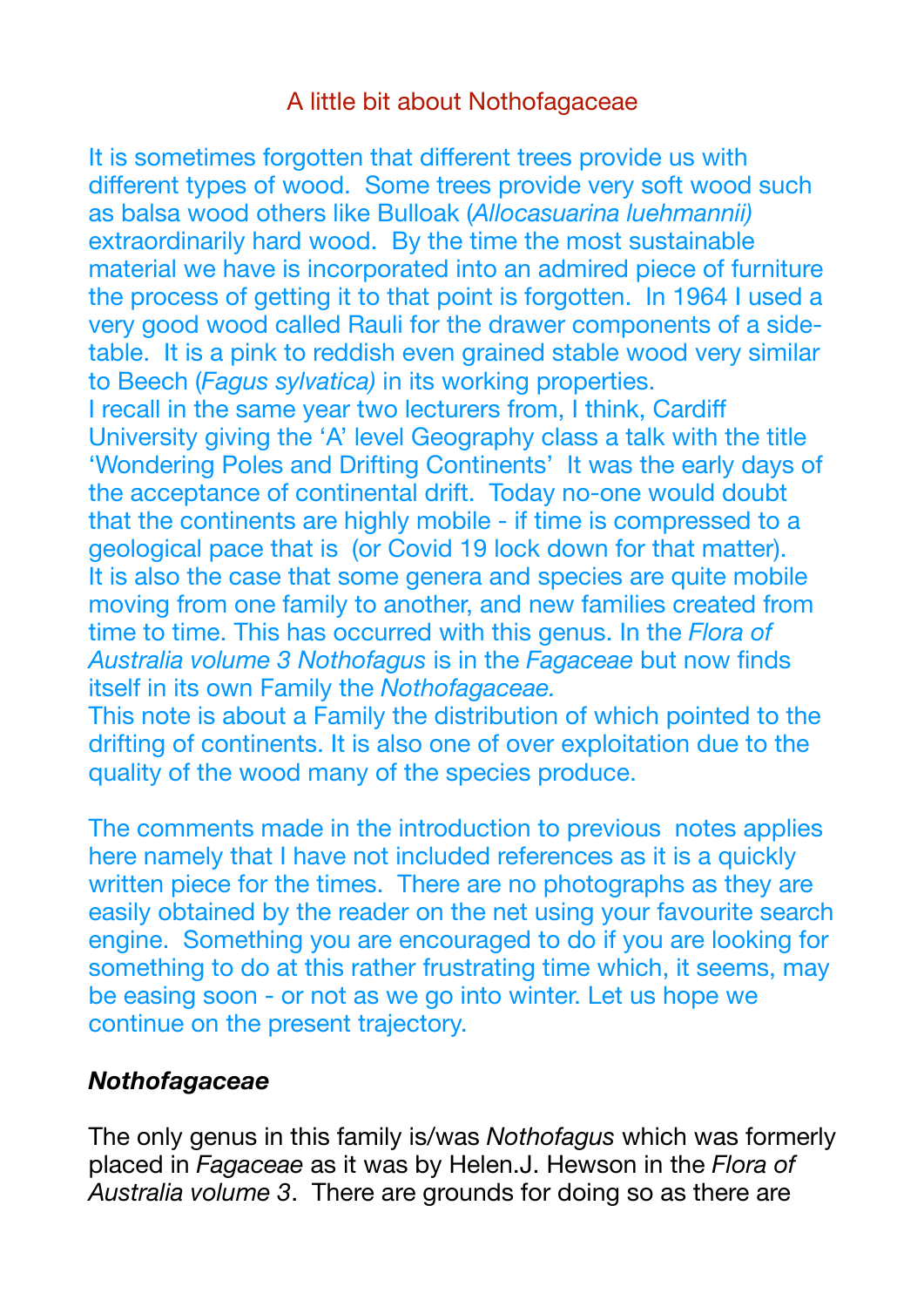# A little bit about Nothofagaceae

It is sometimes forgotten that different trees provide us with different types of wood. Some trees provide very soft wood such as balsa wood others like Bulloak (*Allocasuarina luehmannii)* extraordinarily hard wood. By the time the most sustainable material we have is incorporated into an admired piece of furniture the process of getting it to that point is forgotten. In 1964 I used a very good wood called Rauli for the drawer components of a side-table. It is a pink to reddish even grained stable wood very similar to Beech (*Fagus sylvatica)* in its working properties.
I recall in the same year two lecturers from, I think, Cardiff University giving the 'A' level Geography class a talk with the title 'Wondering Poles and Drifting Continents' It was the early days of the acceptance of continental drift. Today no-one would doubt that the continents are highly mobile - if time is compressed to a geological pace that is (or Covid 19 lock down for that matter).
It is also the case that some genera and species are quite mobile moving from one family to another, and new families created from time to time. This has occurred with this genus. In the *Flora of Australia volume 3 Nothofagus* is in the *Fagaceae* but now finds itself in its own Family the *Nothofagaceae.*
This note is about a Family the distribution of which pointed to the drifting of continents. It is also one of over exploitation due to the quality of the wood many of the species produce.

The comments made in the introduction to previous notes applies here namely that I have not included references as it is a quickly written piece for the times. There are no photographs as they are easily obtained by the reader on the net using your favourite search engine. Something you are encouraged to do if you are looking for something to do at this rather frustrating time which, it seems, may be easing soon - or not as we go into winter. Let us hope we continue on the present trajectory.

## ***Nothofagaceae***

The only genus in this family is/was *Nothofagus* which was formerly placed in *Fagaceae* as it was by Helen.J. Hewson in the *Flora of Australia volume 3*. There are grounds for doing so as there are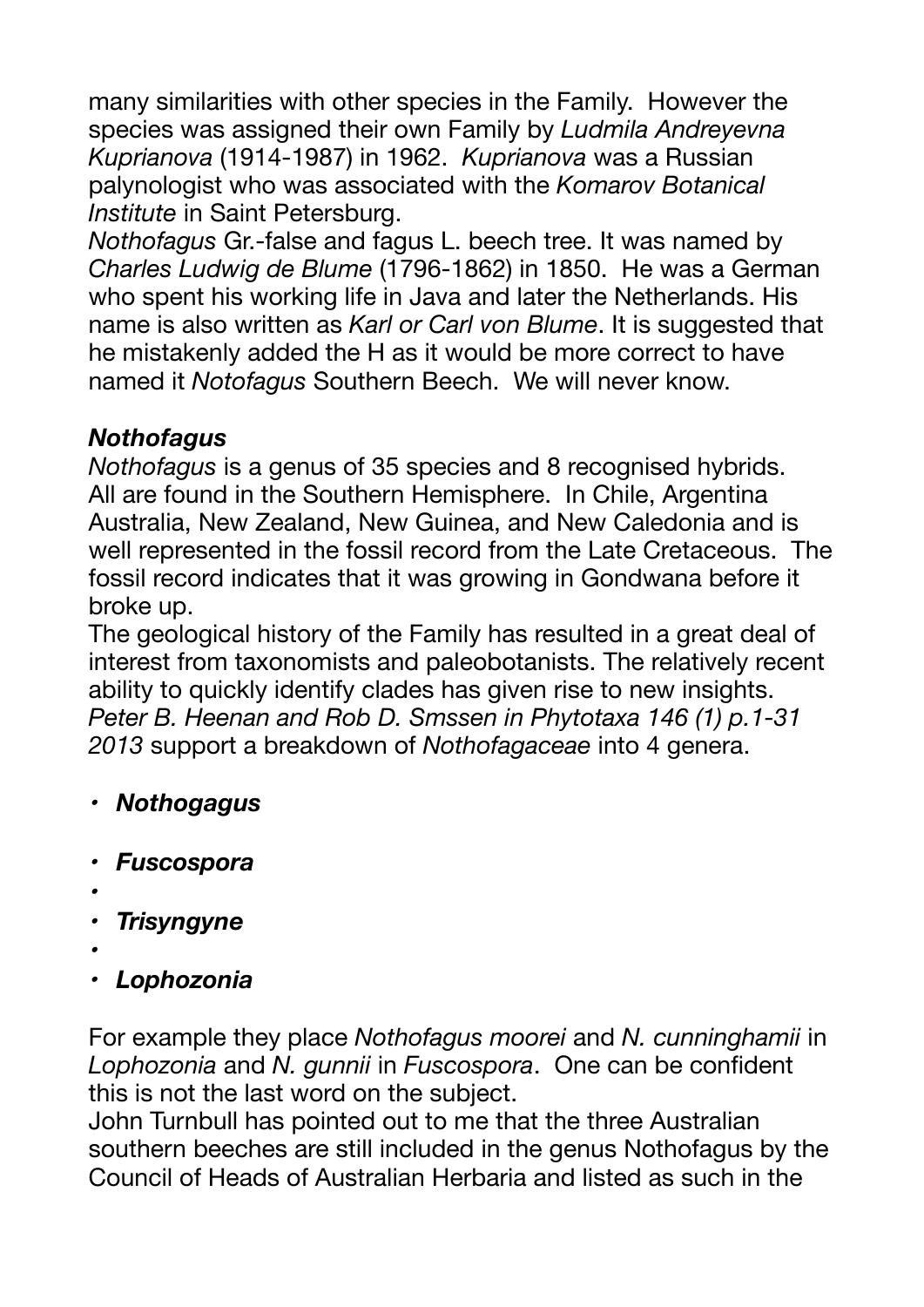many similarities with other species in the Family. However the species was assigned their own Family by *Ludmila Andreyevna Kuprianova* (1914-1987) in 1962. *Kuprianova* was a Russian palynologist who was associated with the *Komarov Botanical Institute* in Saint Petersburg.
*Nothofagus* Gr.-false and fagus L. beech tree. It was named by *Charles Ludwig de Blume* (1796-1862) in 1850. He was a German who spent his working life in Java and later the Netherlands. His name is also written as *Karl or Carl von Blume*. It is suggested that he mistakenly added the H as it would be more correct to have named it *Notofagus* Southern Beech. We will never know.

### *Nothofagus*

*Nothofagus* is a genus of 35 species and 8 recognised hybrids. All are found in the Southern Hemisphere. In Chile, Argentina Australia, New Zealand, New Guinea, and New Caledonia and is well represented in the fossil record from the Late Cretaceous. The fossil record indicates that it was growing in Gondwana before it broke up.
The geological history of the Family has resulted in a great deal of interest from taxonomists and paleobotanists. The relatively recent ability to quickly identify clades has given rise to new insights. *Peter B. Heenan and Rob D. Smssen in Phytotaxa 146 (1) p.1-31 2013* support a breakdown of *Nothofagaceae* into 4 genera.

- ***Nothogagus***
- ***Fuscospora***
- ***Trisyngyne***
- ***Lophozonia***

For example they place *Nothofagus moorei* and *N. cunninghamii* in *Lophozonia* and *N. gunnii* in *Fuscospora*. One can be confident this is not the last word on the subject.
John Turnbull has pointed out to me that the three Australian southern beeches are still included in the genus Nothofagus by the Council of Heads of Australian Herbaria and listed as such in the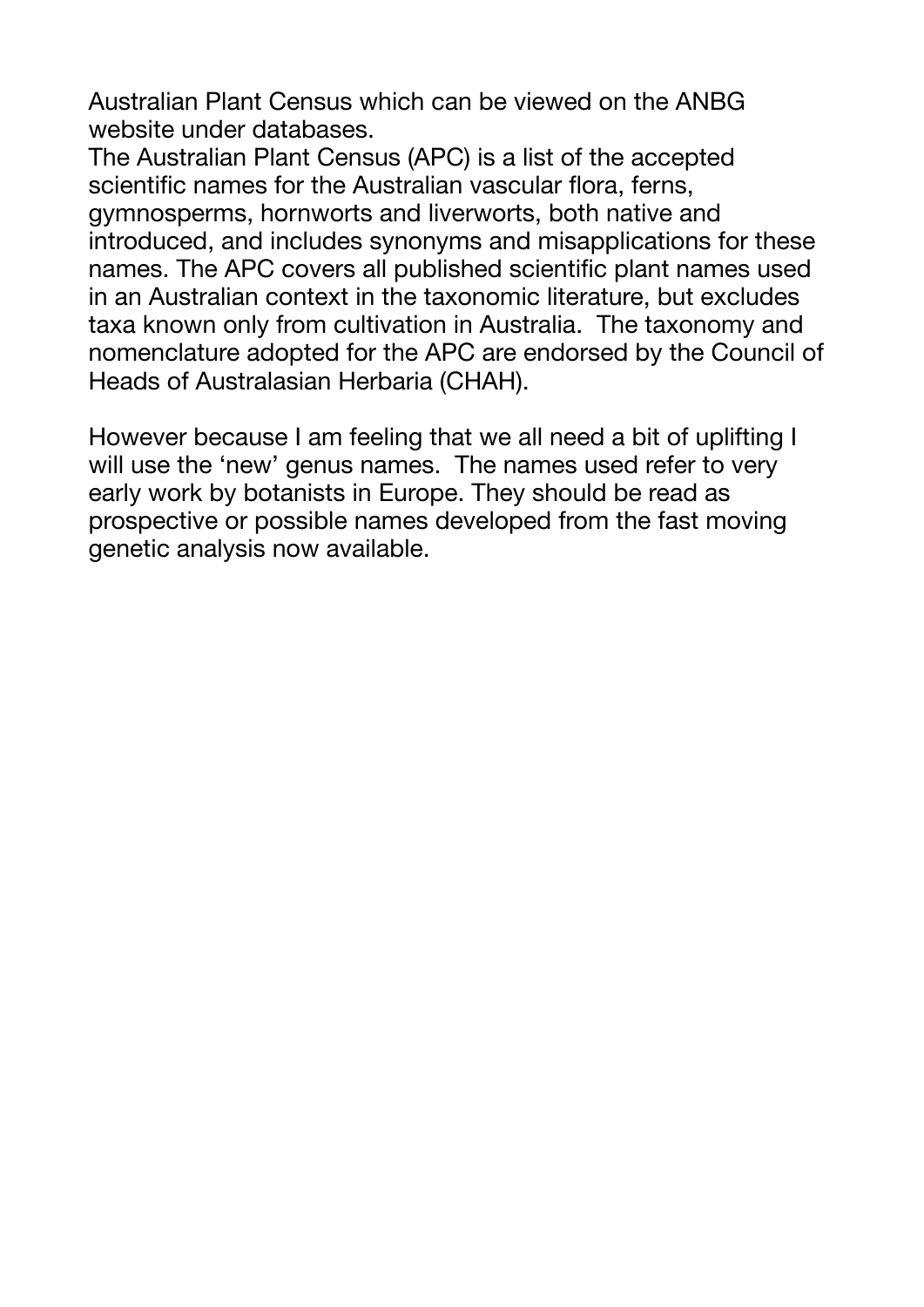Australian Plant Census which can be viewed on the ANBG website under databases.

The Australian Plant Census (APC) is a list of the accepted scientific names for the Australian vascular flora, ferns, gymnosperms, hornworts and liverworts, both native and introduced, and includes synonyms and misapplications for these names. The APC covers all published scientific plant names used in an Australian context in the taxonomic literature, but excludes taxa known only from cultivation in Australia. The taxonomy and nomenclature adopted for the APC are endorsed by the Council of Heads of Australasian Herbaria (CHAH).

However because I am feeling that we all need a bit of uplifting I will use the 'new' genus names. The names used refer to very early work by botanists in Europe. They should be read as prospective or possible names developed from the fast moving genetic analysis now available.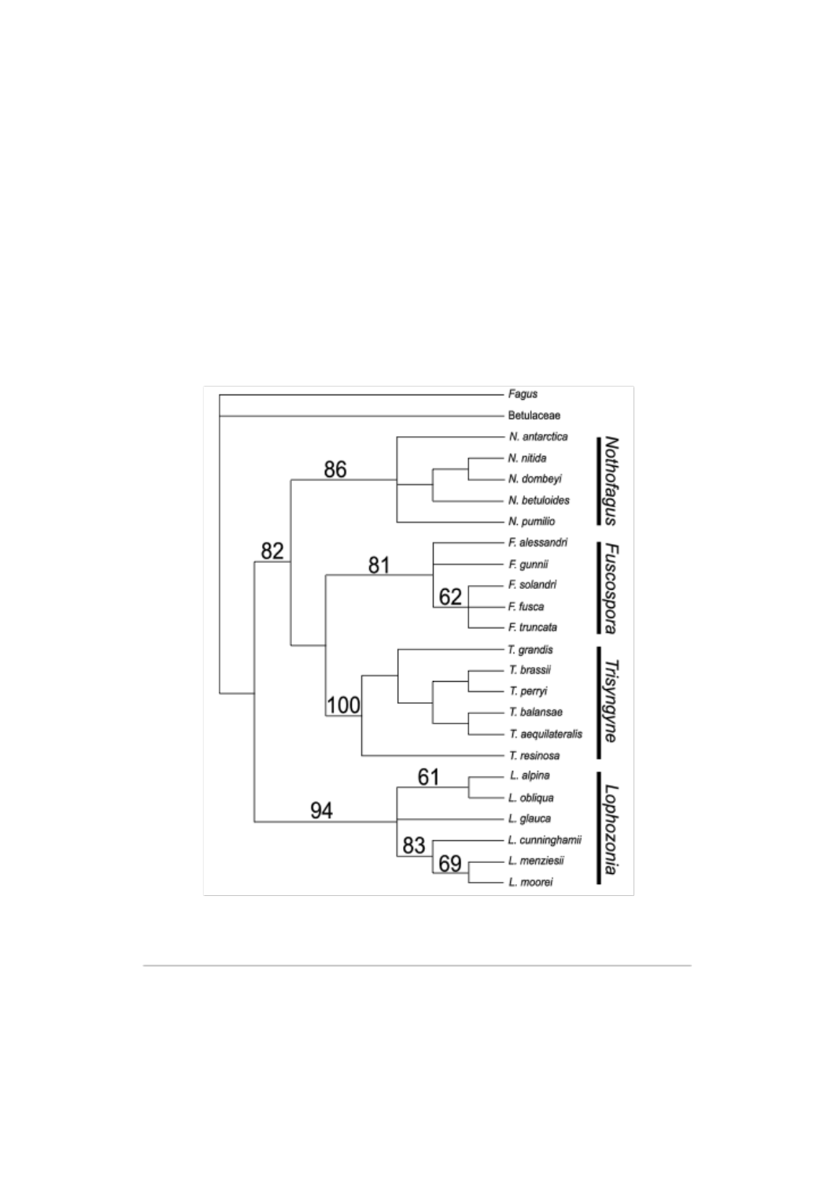Fagus

Betulaceae

*N. antarctica*
*N. nitida*
*N. dombeyi*
*N. betuloides*
*N. pumilio*

**Nothofagus**

*F. alessandri*
*F. gunnii*
*F. solandri*
*F. fusca*
*F. truncata*

**Fuscospora**

*T. grandis*
*T. brassii*
*T. perryi*
*T. balansae*
*T. aequilateralis*
*T. resinosa*

**Trisyngyne**

*L. alpina*
*L. obliqua*
*L. glauca*
*L. cunninghamii*
*L. menziesii*
*L. moorei*

**Lophozonia**

86 82 81 62 100 94 61 83 69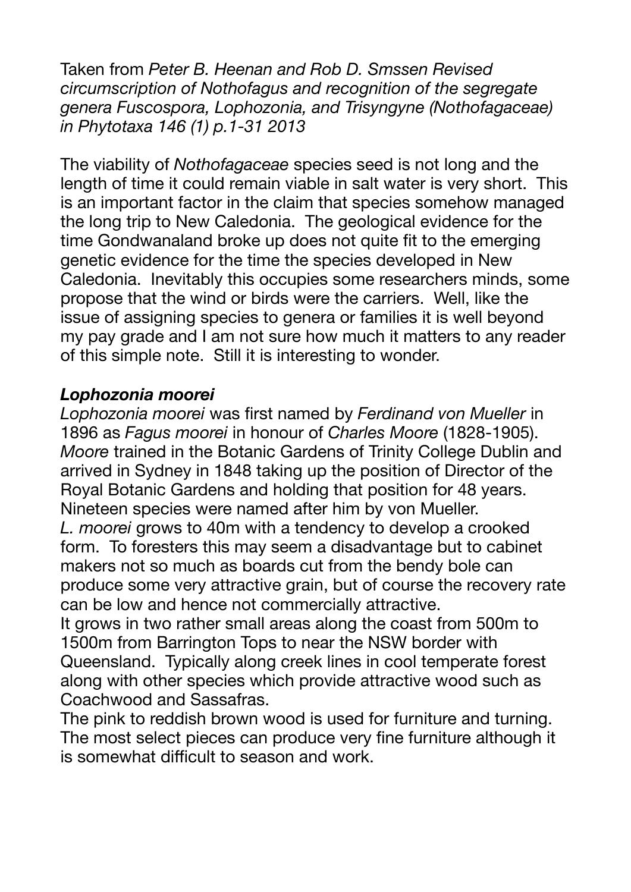Taken from *Peter B. Heenan and Rob D. Smssen Revised circumscription of Nothofagus and recognition of the segregate genera Fuscospora, Lophozonia, and Trisyngyne (Nothofagaceae) in Phytotaxa 146 (1) p.1-31 2013*

The viability of *Nothofagaceae* species seed is not long and the length of time it could remain viable in salt water is very short. This is an important factor in the claim that species somehow managed the long trip to New Caledonia. The geological evidence for the time Gondwanaland broke up does not quite fit to the emerging genetic evidence for the time the species developed in New Caledonia. Inevitably this occupies some researchers minds, some propose that the wind or birds were the carriers. Well, like the issue of assigning species to genera or families it is well beyond my pay grade and I am not sure how much it matters to any reader of this simple note. Still it is interesting to wonder.

### *Lophozonia moorei*

*Lophozonia moorei* was first named by *Ferdinand von Mueller* in 1896 as *Fagus moorei* in honour of *Charles Moore* (1828-1905). *Moore* trained in the Botanic Gardens of Trinity College Dublin and arrived in Sydney in 1848 taking up the position of Director of the Royal Botanic Gardens and holding that position for 48 years. Nineteen species were named after him by von Mueller.

*L. moorei* grows to 40m with a tendency to develop a crooked form. To foresters this may seem a disadvantage but to cabinet makers not so much as boards cut from the bendy bole can produce some very attractive grain, but of course the recovery rate can be low and hence not commercially attractive.

It grows in two rather small areas along the coast from 500m to 1500m from Barrington Tops to near the NSW border with Queensland. Typically along creek lines in cool temperate forest along with other species which provide attractive wood such as Coachwood and Sassafras.

The pink to reddish brown wood is used for furniture and turning. The most select pieces can produce very fine furniture although it is somewhat difficult to season and work.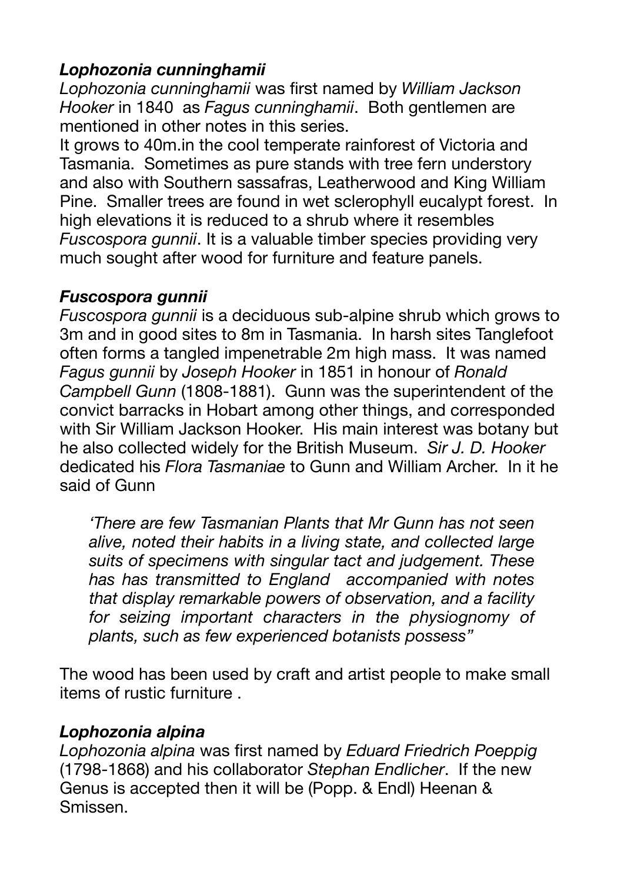### ***Lophozonia cunninghamii***

*Lophozonia cunninghamii* was first named by *William Jackson Hooker* in 1840 as *Fagus cunninghamii*. Both gentlemen are mentioned in other notes in this series.

It grows to 40m.in the cool temperate rainforest of Victoria and Tasmania. Sometimes as pure stands with tree fern understory and also with Southern sassafras, Leatherwood and King William Pine. Smaller trees are found in wet sclerophyll eucalypt forest. In high elevations it is reduced to a shrub where it resembles *Fuscospora gunnii*. It is a valuable timber species providing very much sought after wood for furniture and feature panels.

### ***Fuscospora gunnii***

*Fuscospora gunnii* is a deciduous sub-alpine shrub which grows to 3m and in good sites to 8m in Tasmania. In harsh sites Tanglefoot often forms a tangled impenetrable 2m high mass. It was named *Fagus gunnii* by *Joseph Hooker* in 1851 in honour of *Ronald Campbell Gunn* (1808-1881). Gunn was the superintendent of the convict barracks in Hobart among other things, and corresponded with Sir William Jackson Hooker. His main interest was botany but he also collected widely for the British Museum. *Sir J. D. Hooker* dedicated his *Flora Tasmaniae* to Gunn and William Archer. In it he said of Gunn

> *'There are few Tasmanian Plants that Mr Gunn has not seen alive, noted their habits in a living state, and collected large suits of specimens with singular tact and judgement. These has has transmitted to England accompanied with notes that display remarkable powers of observation, and a facility for seizing important characters in the physiognomy of plants, such as few experienced botanists possess"*

The wood has been used by craft and artist people to make small items of rustic furniture .

### ***Lophozonia alpina***

*Lophozonia alpina* was first named by *Eduard Friedrich Poeppig* (1798-1868) and his collaborator *Stephan Endlicher*. If the new Genus is accepted then it will be (Popp. & Endl) Heenan & Smissen.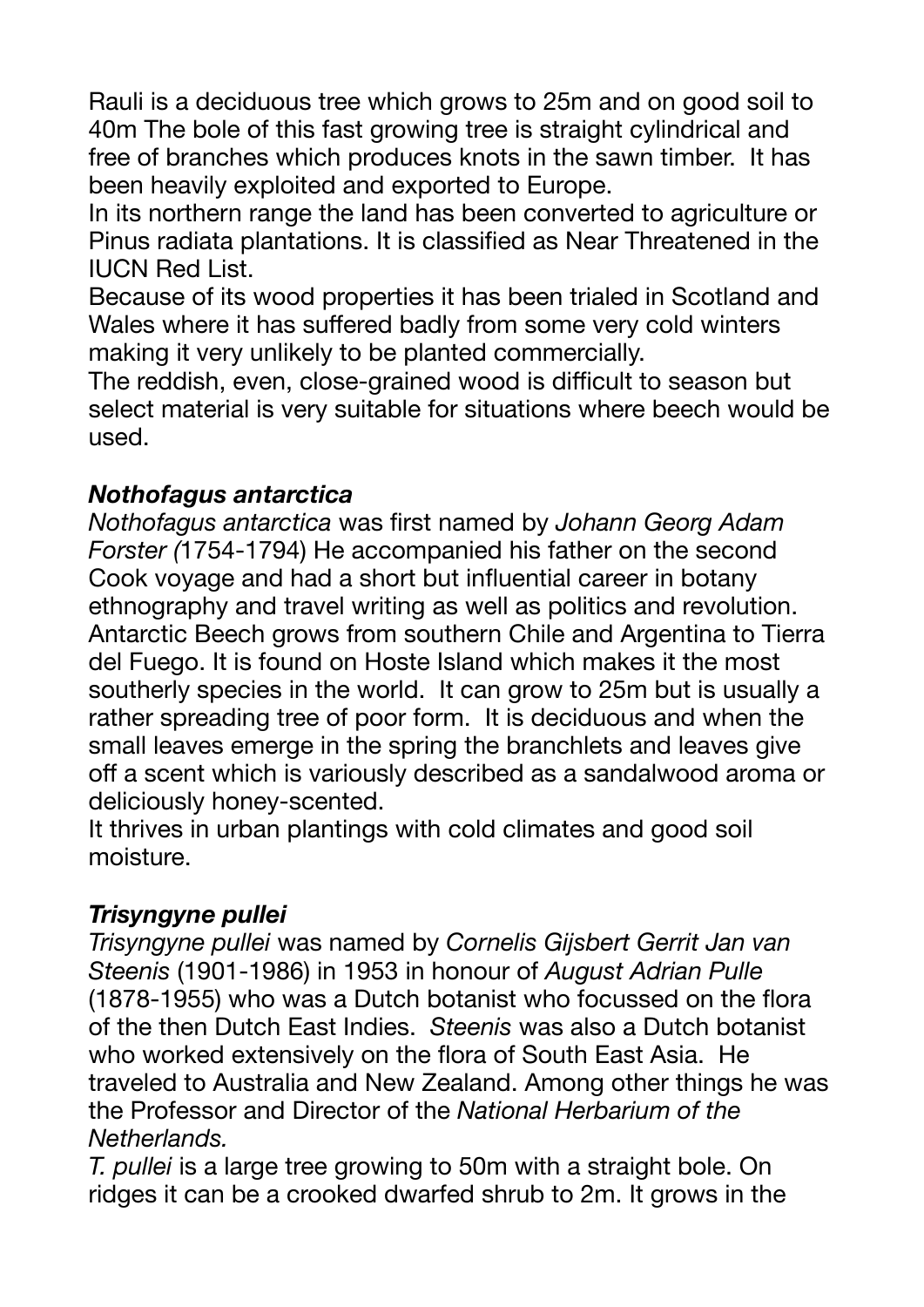Rauli is a deciduous tree which grows to 25m and on good soil to 40m The bole of this fast growing tree is straight cylindrical and free of branches which produces knots in the sawn timber. It has been heavily exploited and exported to Europe.

In its northern range the land has been converted to agriculture or Pinus radiata plantations. It is classified as Near Threatened in the IUCN Red List.

Because of its wood properties it has been trialed in Scotland and Wales where it has suffered badly from some very cold winters making it very unlikely to be planted commercially.

The reddish, even, close-grained wood is difficult to season but select material is very suitable for situations where beech would be used.

### ***Nothofagus antarctica***

*Nothofagus antarctica* was first named by *Johann Georg Adam Forster (*1754-1794) He accompanied his father on the second Cook voyage and had a short but influential career in botany ethnography and travel writing as well as politics and revolution. Antarctic Beech grows from southern Chile and Argentina to Tierra del Fuego. It is found on Hoste Island which makes it the most southerly species in the world. It can grow to 25m but is usually a rather spreading tree of poor form. It is deciduous and when the small leaves emerge in the spring the branchlets and leaves give off a scent which is variously described as a sandalwood aroma or deliciously honey-scented.

It thrives in urban plantings with cold climates and good soil moisture.

### ***Trisyngyne pullei***

*Trisyngyne pullei* was named by *Cornelis Gijsbert Gerrit Jan van Steenis* (1901-1986) in 1953 in honour of *August Adrian Pulle* (1878-1955) who was a Dutch botanist who focussed on the flora of the then Dutch East Indies. *Steenis* was also a Dutch botanist who worked extensively on the flora of South East Asia. He traveled to Australia and New Zealand. Among other things he was the Professor and Director of the *National Herbarium of the Netherlands.*

*T. pullei* is a large tree growing to 50m with a straight bole. On ridges it can be a crooked dwarfed shrub to 2m. It grows in the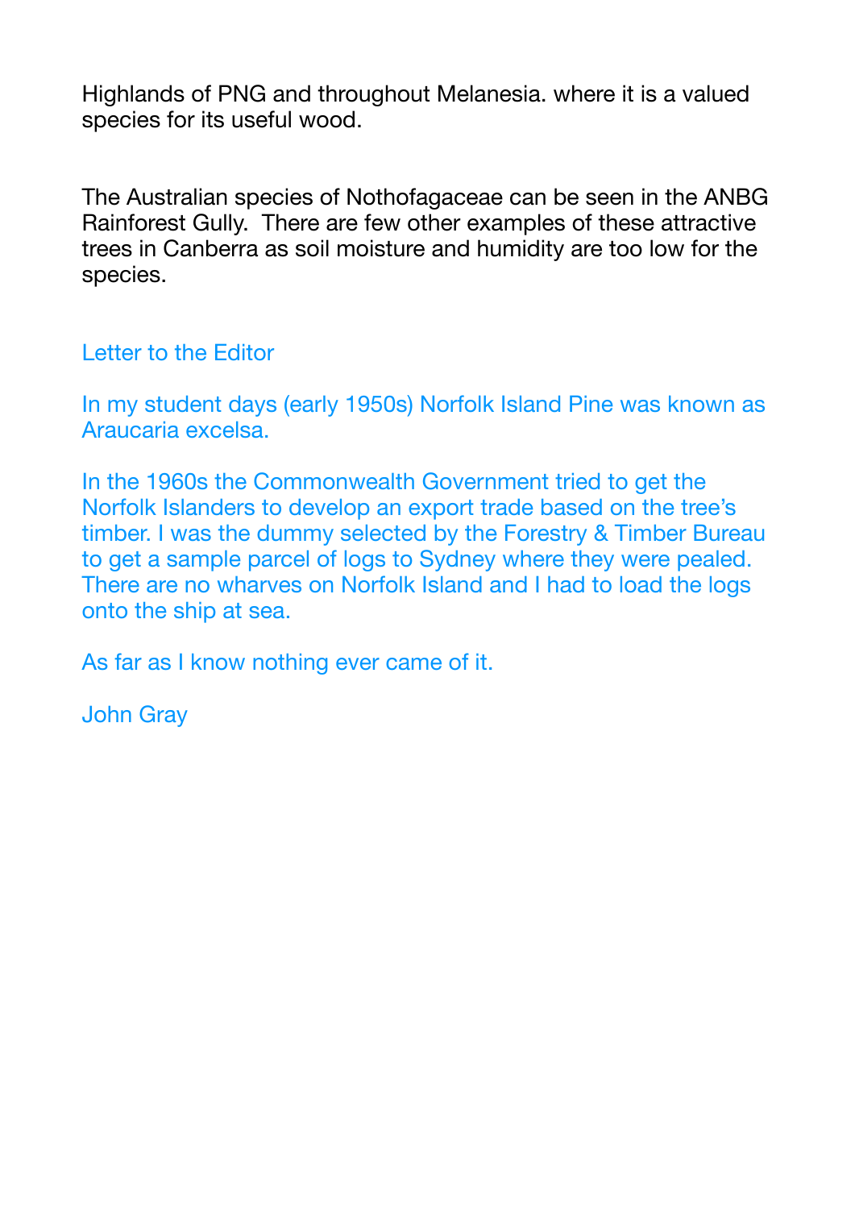Highlands of PNG and throughout Melanesia. where it is a valued species for its useful wood.

The Australian species of Nothofagaceae can be seen in the ANBG Rainforest Gully. There are few other examples of these attractive trees in Canberra as soil moisture and humidity are too low for the species.

## Letter to the Editor

In my student days (early 1950s) Norfolk Island Pine was known as Araucaria excelsa.

In the 1960s the Commonwealth Government tried to get the Norfolk Islanders to develop an export trade based on the tree's timber. I was the dummy selected by the Forestry & Timber Bureau to get a sample parcel of logs to Sydney where they were pealed. There are no wharves on Norfolk Island and I had to load the logs onto the ship at sea.

As far as I know nothing ever came of it.

John Gray